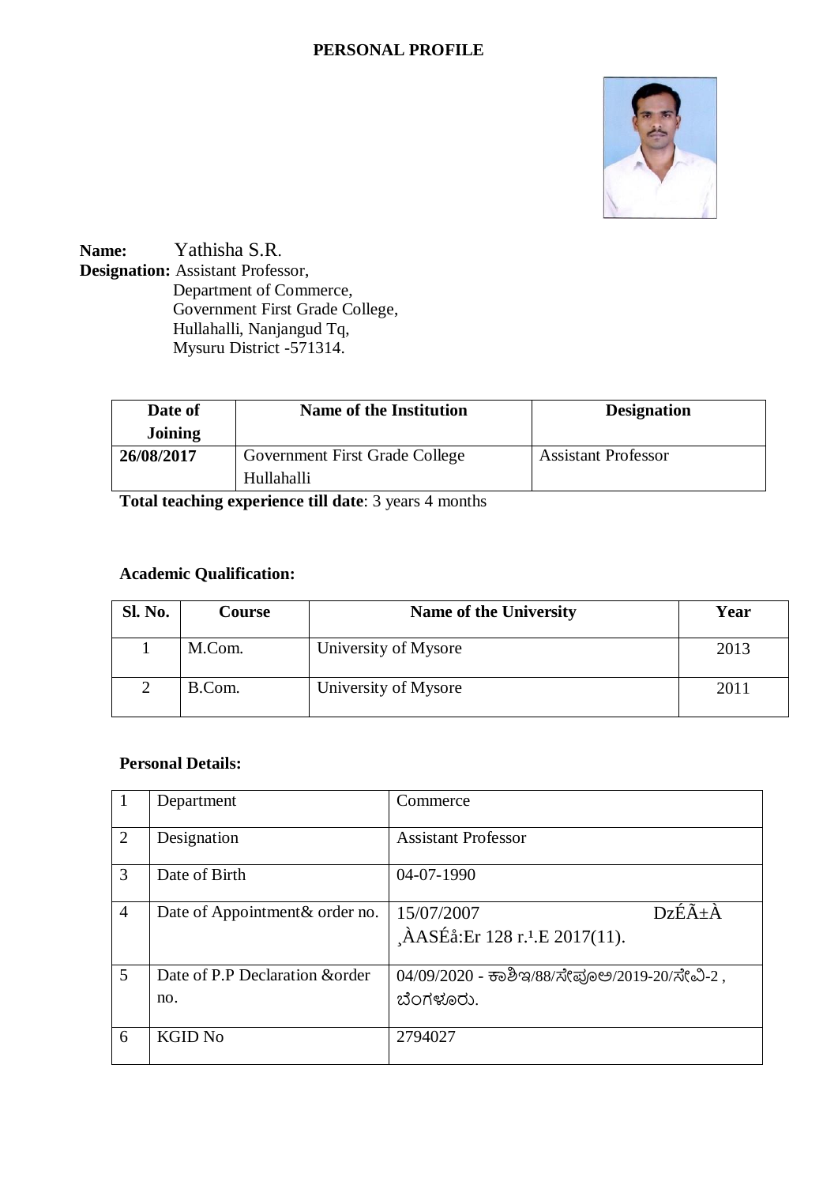# PERSONAL PROFILE

**Name:** Yathisha S.R.
**Designation:** Assistant Professor,
Department of Commerce,
Government First Grade College,
Hullahalli, Nanjangud Tq,
Mysuru District -571314.

| Date of Joining | Name of the Institution | Designation |
|---|---|---|
| **26/08/2017** | Government First Grade College Hullahalli | Assistant Professor |

**Total teaching experience till date**: 3 years 4 months

**Academic Qualification:**

| Sl. No. | Course | Name of the University | Year |
|---|---|---|---|
| 1 | M.Com. | University of Mysore | 2013 |
| 2 | B.Com. | University of Mysore | 2011 |

**Personal Details:**

| | | |
|---|---|---|
| 1 | Department | Commerce |
| 2 | Designation | Assistant Professor |
| 3 | Date of Birth | 04-07-1990 |
| 4 | Date of Appointment& order no. | 15/07/2007 DzÉÃ±À ¸ÀASÉå:Er 128 r.¹.E 2017(11). |
| 5 | Date of P.P Declaration &order no. | 04/09/2020 - ಕಾಶಿಇ/88/ಸೇಪೂಅ/2019-20/ಸೇವಿ-2 , ಬೆಂಗಳೂರು. |
| 6 | KGID No | 2794027 |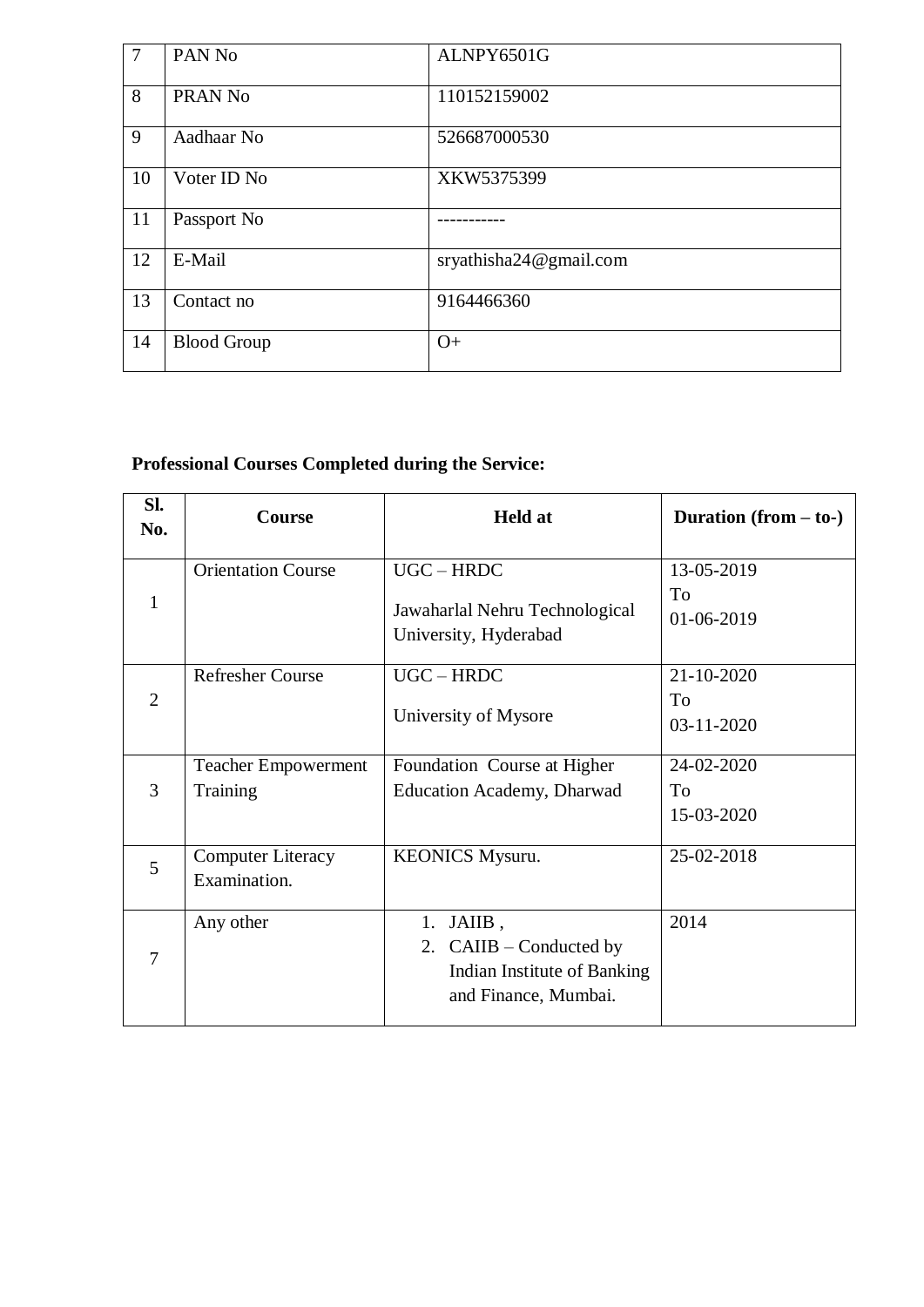| 7 | PAN No | ALNPY6501G |
|---|---|---|
| 8 | PRAN No | 110152159002 |
| 9 | Aadhaar No | 526687000530 |
| 10 | Voter ID No | XKW5375399 |
| 11 | Passport No | ----------- |
| 12 | E-Mail | sryathisha24@gmail.com |
| 13 | Contact no | 9164466360 |
| 14 | Blood Group | O+ |

**Professional Courses Completed during the Service:**

| Sl. No. | Course | Held at | Duration (from – to-) |
|---|---|---|---|
| 1 | Orientation Course | UGC – HRDC<br>Jawaharlal Nehru Technological University, Hyderabad | 13-05-2019<br>To<br>01-06-2019 |
| 2 | Refresher Course | UGC – HRDC<br>University of Mysore | 21-10-2020<br>To<br>03-11-2020 |
| 3 | Teacher Empowerment Training | Foundation Course at Higher Education Academy, Dharwad | 24-02-2020<br>To<br>15-03-2020 |
| 5 | Computer Literacy Examination. | KEONICS Mysuru. | 25-02-2018 |
| 7 | Any other | 1. JAIIB ,<br>2. CAIIB – Conducted by Indian Institute of Banking and Finance, Mumbai. | 2014 |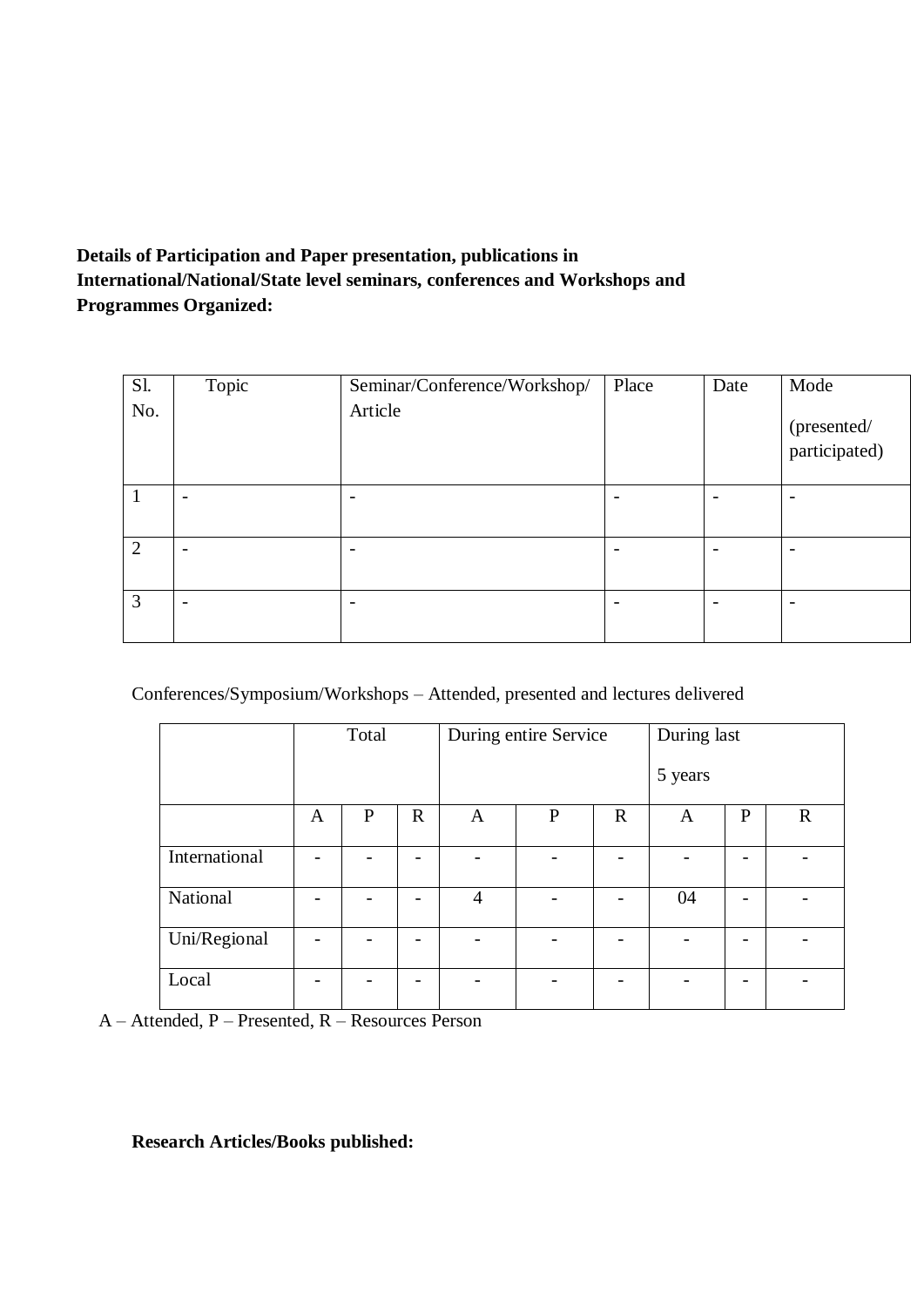**Details of Participation and Paper presentation, publications in International/National/State level seminars, conferences and Workshops and Programmes Organized:**

| Sl. No. | Topic | Seminar/Conference/Workshop/ Article | Place | Date | Mode (presented/ participated) |
|---|---|---|---|---|---|
| 1 | - | - | - | - | - |
| 2 | - | - | - | - | - |
| 3 | - | - | - | - | - |

Conferences/Symposium/Workshops – Attended, presented and lectures delivered

| | Total | | | During entire Service | | | During last 5 years | | |
|---|---|---|---|---|---|---|---|---|---|
| | A | P | R | A | P | R | A | P | R |
| International | - | - | - | - | - | - | - | - | - |
| National | - | - | - | 4 | - | - | 04 | - | - |
| Uni/Regional | - | - | - | - | - | - | - | - | - |
| Local | - | - | - | - | - | - | - | - | - |

A – Attended, P – Presented, R – Resources Person

**Research Articles/Books published:**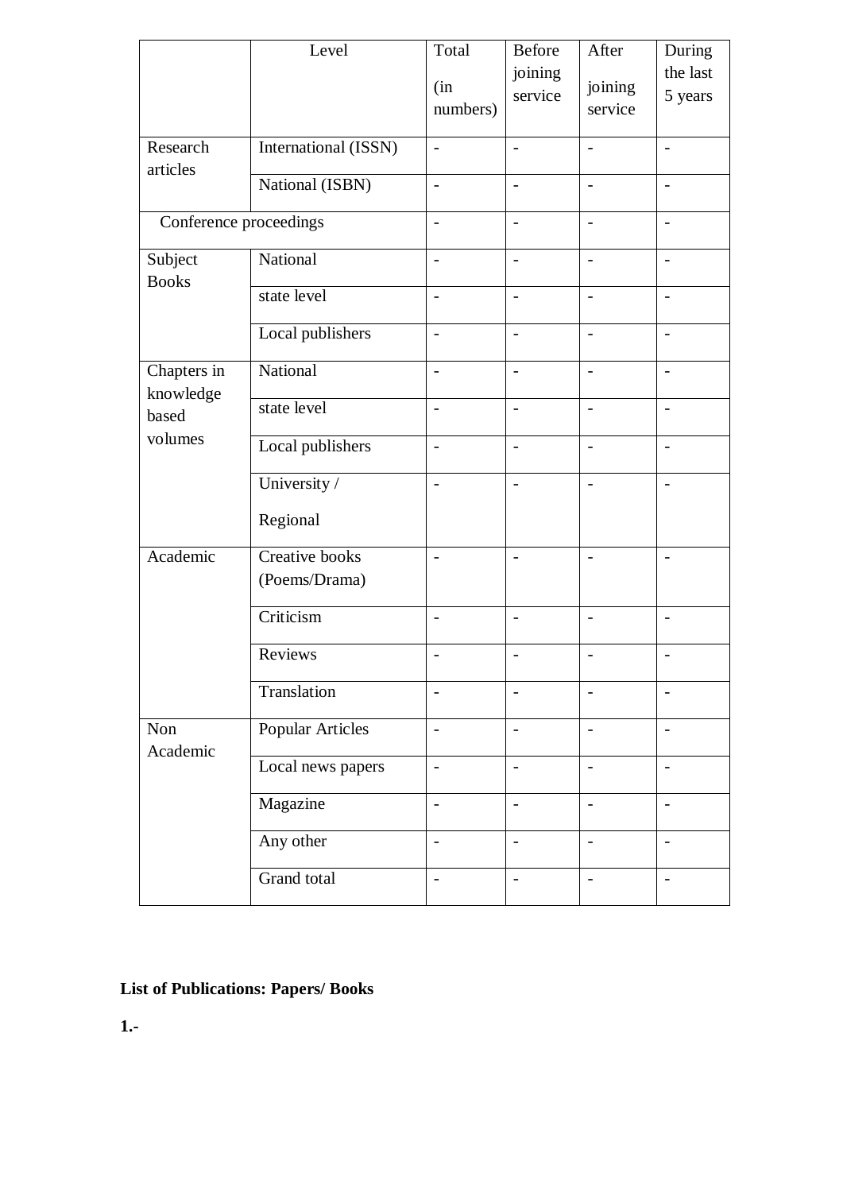| | Level | Total (in numbers) | Before joining service | After joining service | During the last 5 years |
|---|---|---|---|---|---|
| Research articles | International (ISSN) | - | - | - | - |
| | National (ISBN) | - | - | - | - |
| Conference proceedings | | - | - | - | - |
| Subject Books | National | - | - | - | - |
| | state level | - | - | - | - |
| | Local publishers | - | - | - | - |
| Chapters in knowledge based volumes | National | - | - | - | - |
| | state level | - | - | - | - |
| | Local publishers | - | - | - | - |
| | University / Regional | - | - | - | - |
| Academic | Creative books (Poems/Drama) | - | - | - | - |
| | Criticism | - | - | - | - |
| | Reviews | - | - | - | - |
| | Translation | - | - | - | - |
| Non Academic | Popular Articles | - | - | - | - |
| | Local news papers | - | - | - | - |
| | Magazine | - | - | - | - |
| | Any other | - | - | - | - |
| | Grand total | - | - | - | - |

**List of Publications: Papers/ Books**

**1.-**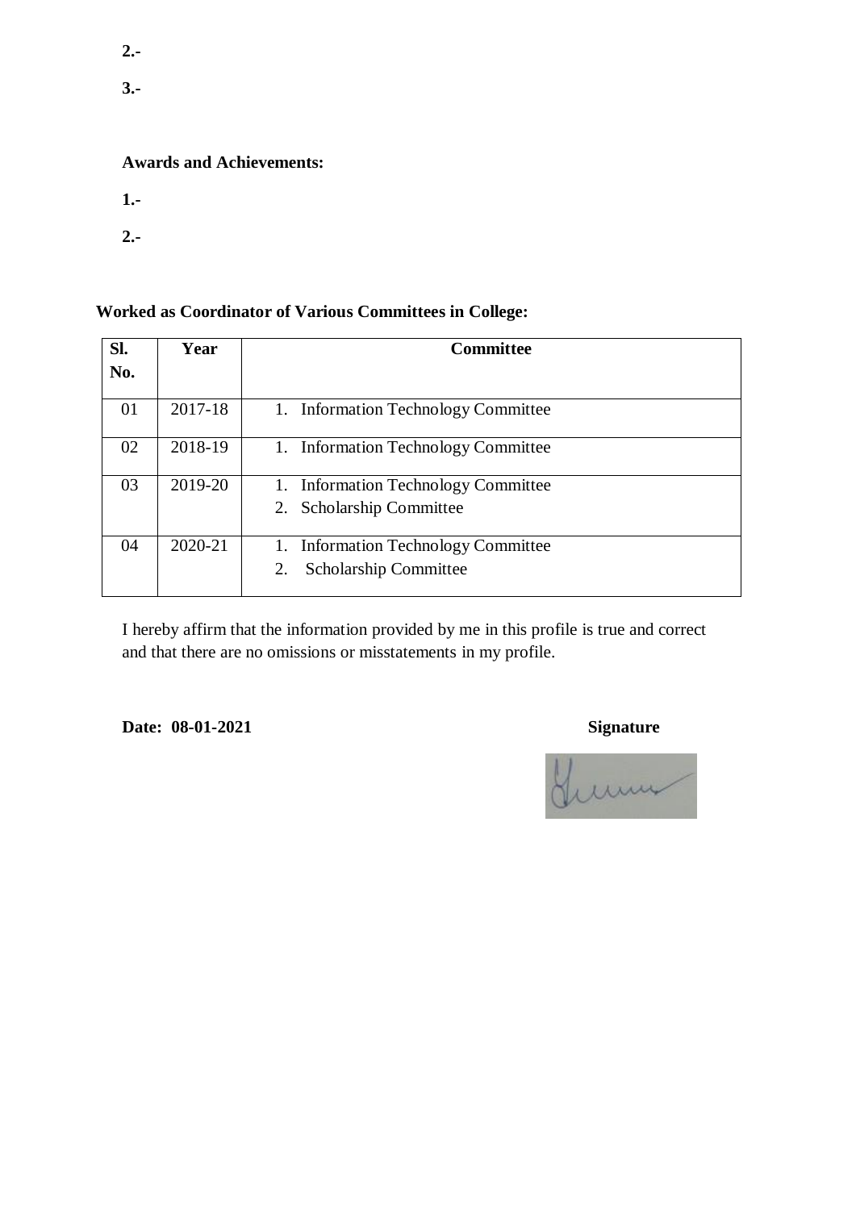**2.-**

**3.-**

**Awards and Achievements:**

**1.-**

**2.-**

**Worked as Coordinator of Various Committees in College:**

| Sl. No. | Year | Committee |
|---|---|---|
| 01 | 2017-18 | 1. Information Technology Committee |
| 02 | 2018-19 | 1. Information Technology Committee |
| 03 | 2019-20 | 1. Information Technology Committee<br>2. Scholarship Committee |
| 04 | 2020-21 | 1. Information Technology Committee<br>2. Scholarship Committee |

I hereby affirm that the information provided by me in this profile is true and correct and that there are no omissions or misstatements in my profile.

**Date: 08-01-2021** **Signature**